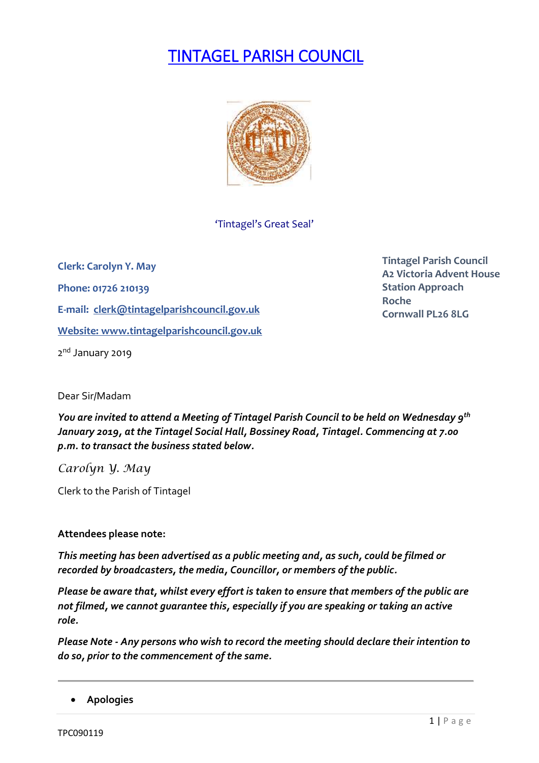# TINTAGEL PARISH COUNCIL

'Tintagel's Great Seal'

**Clerk: Carolyn Y. May**

**Phone: 01726 210139**

**E-mail: clerk@tintagelparishcouncil.gov.uk**

**Website: www.tintagelparishcouncil.gov.uk**

**Tintagel Parish Council**
**A2 Victoria Advent House**
**Station Approach**
**Roche**
**Cornwall PL26 8LG**

2nd January 2019

Dear Sir/Madam

***You are invited to attend a Meeting of Tintagel Parish Council to be held on Wednesday 9th January 2019, at the Tintagel Social Hall, Bossiney Road, Tintagel. Commencing at 7.00 p.m. to transact the business stated below.***

*Carolyn Y. May*

Clerk to the Parish of Tintagel

**Attendees please note:**

***This meeting has been advertised as a public meeting and, as such, could be filmed or recorded by broadcasters, the media, Councillor, or members of the public.***

***Please be aware that, whilst every effort is taken to ensure that members of the public are not filmed, we cannot guarantee this, especially if you are speaking or taking an active role.***

***Please Note - Any persons who wish to record the meeting should declare their intention to do so, prior to the commencement of the same.***

---

- **Apologies**

TPC090119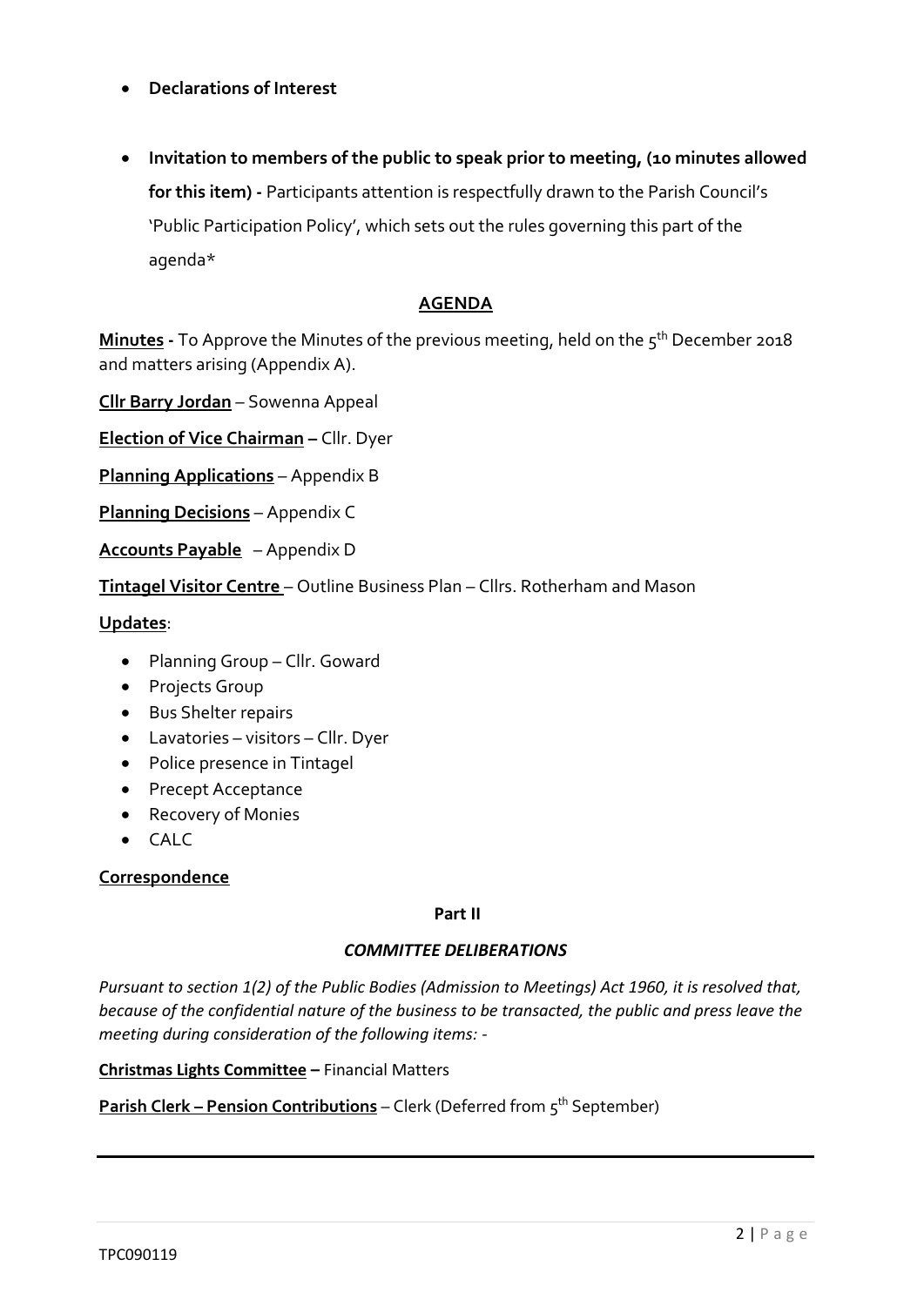- **Declarations of Interest**

- **Invitation to members of the public to speak prior to meeting, (10 minutes allowed for this item) -** Participants attention is respectfully drawn to the Parish Council's 'Public Participation Policy', which sets out the rules governing this part of the agenda*

## AGENDA

**Minutes -** To Approve the Minutes of the previous meeting, held on the 5th December 2018 and matters arising (Appendix A).

**Cllr Barry Jordan** – Sowenna Appeal

**Election of Vice Chairman –** Cllr. Dyer

**Planning Applications** – Appendix B

**Planning Decisions** – Appendix C

**Accounts Payable** – Appendix D

**Tintagel Visitor Centre** – Outline Business Plan – Cllrs. Rotherham and Mason

**Updates**:

- Planning Group – Cllr. Goward
- Projects Group
- Bus Shelter repairs
- Lavatories – visitors – Cllr. Dyer
- Police presence in Tintagel
- Precept Acceptance
- Recovery of Monies
- CALC

**Correspondence**

**Part II**

***COMMITTEE DELIBERATIONS***

*Pursuant to section 1(2) of the Public Bodies (Admission to Meetings) Act 1960, it is resolved that, because of the confidential nature of the business to be transacted, the public and press leave the meeting during consideration of the following items: -*

**Christmas Lights Committee –** Financial Matters

**Parish Clerk – Pension Contributions** – Clerk (Deferred from 5th September)

TPC090119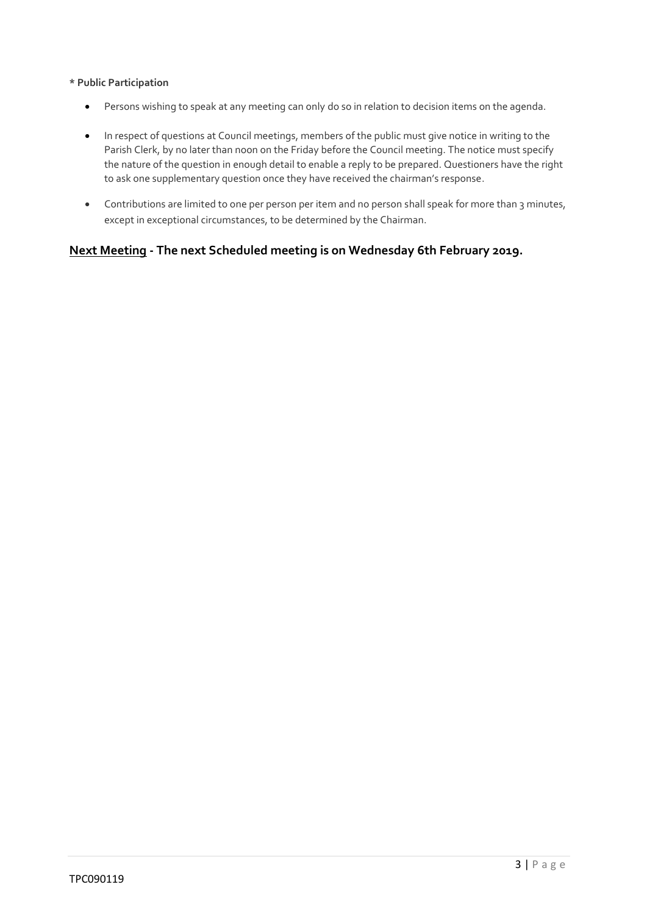**\* Public Participation**

- Persons wishing to speak at any meeting can only do so in relation to decision items on the agenda.
- In respect of questions at Council meetings, members of the public must give notice in writing to the Parish Clerk, by no later than noon on the Friday before the Council meeting. The notice must specify the nature of the question in enough detail to enable a reply to be prepared. Questioners have the right to ask one supplementary question once they have received the chairman's response.
- Contributions are limited to one per person per item and no person shall speak for more than 3 minutes, except in exceptional circumstances, to be determined by the Chairman.

## <u>Next Meeting</u> - The next Scheduled meeting is on Wednesday 6th February 2019.